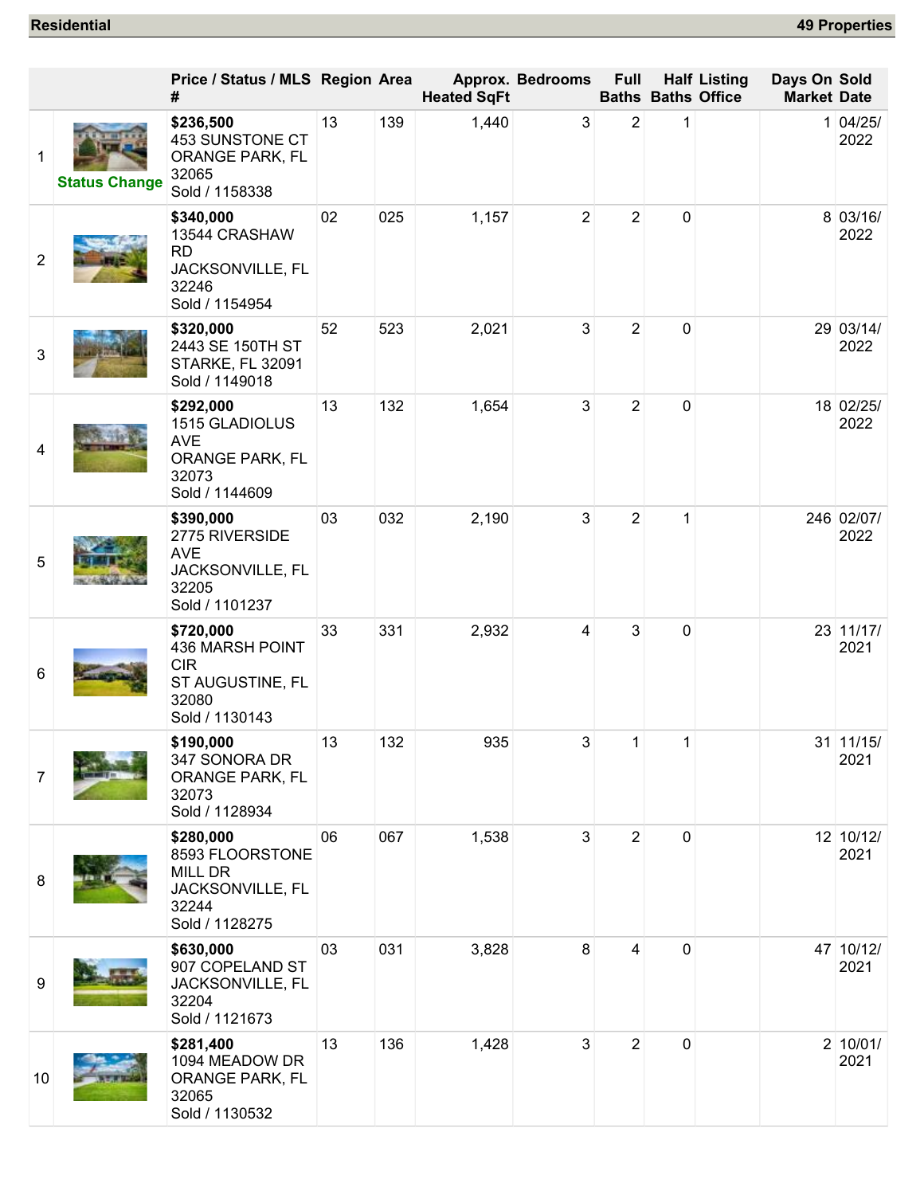**Residential** **49 Properties**

| | | Price / Status / MLS # | Region | Area | Approx. Heated SqFt | Bedrooms | Full Baths | Half Baths | Listing Office | Days On Market | Sold Date |
|---|---|---|---|---|---|---|---|---|---|---|---|
| 1 | Status Change | **$236,500** 453 SUNSTONE CT ORANGE PARK, FL 32065 Sold / 1158338 | 13 | 139 | 1,440 | 3 | 2 | 1 | | 1 | 04/25/ 2022 |
| 2 | | **$340,000** 13544 CRASHAW RD JACKSONVILLE, FL 32246 Sold / 1154954 | 02 | 025 | 1,157 | 2 | 2 | 0 | | 8 | 03/16/ 2022 |
| 3 | | **$320,000** 2443 SE 150TH ST STARKE, FL 32091 Sold / 1149018 | 52 | 523 | 2,021 | 3 | 2 | 0 | | 29 | 03/14/ 2022 |
| 4 | | **$292,000** 1515 GLADIOLUS AVE ORANGE PARK, FL 32073 Sold / 1144609 | 13 | 132 | 1,654 | 3 | 2 | 0 | | 18 | 02/25/ 2022 |
| 5 | | **$390,000** 2775 RIVERSIDE AVE JACKSONVILLE, FL 32205 Sold / 1101237 | 03 | 032 | 2,190 | 3 | 2 | 1 | | 246 | 02/07/ 2022 |
| 6 | | **$720,000** 436 MARSH POINT CIR ST AUGUSTINE, FL 32080 Sold / 1130143 | 33 | 331 | 2,932 | 4 | 3 | 0 | | 23 | 11/17/ 2021 |
| 7 | | **$190,000** 347 SONORA DR ORANGE PARK, FL 32073 Sold / 1128934 | 13 | 132 | 935 | 3 | 1 | 1 | | 31 | 11/15/ 2021 |
| 8 | | **$280,000** 8593 FLOORSTONE MILL DR JACKSONVILLE, FL 32244 Sold / 1128275 | 06 | 067 | 1,538 | 3 | 2 | 0 | | 12 | 10/12/ 2021 |
| 9 | | **$630,000** 907 COPELAND ST JACKSONVILLE, FL 32204 Sold / 1121673 | 03 | 031 | 3,828 | 8 | 4 | 0 | | 47 | 10/12/ 2021 |
| 10 | | **$281,400** 1094 MEADOW DR ORANGE PARK, FL 32065 Sold / 1130532 | 13 | 136 | 1,428 | 3 | 2 | 0 | | 2 | 10/01/ 2021 |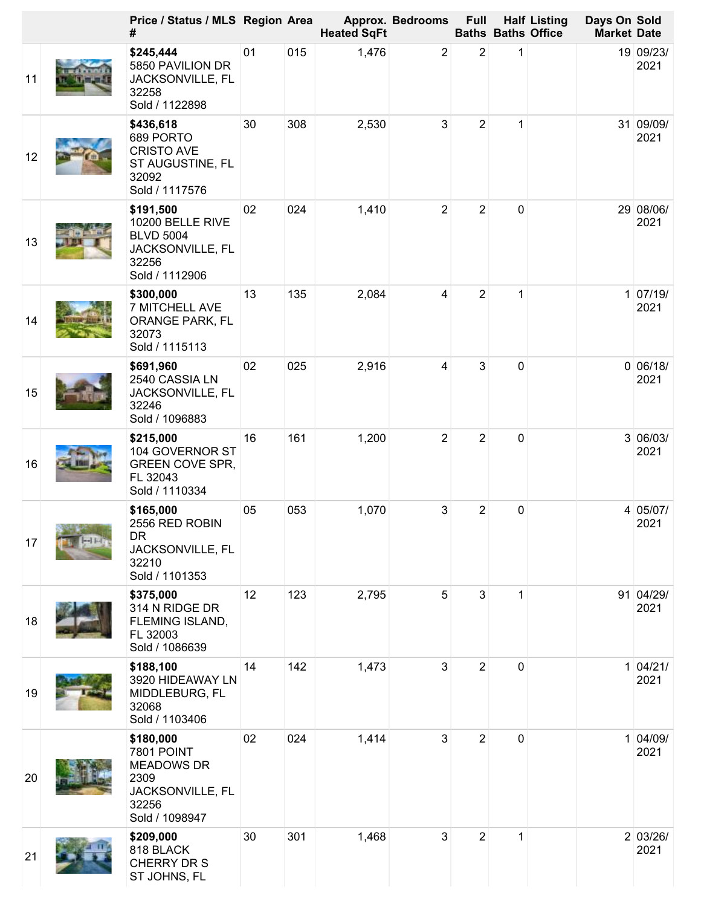| | | Price / Status / MLS # | Region | Area | Approx. Heated SqFt | Bedrooms | Full Baths | Half Baths | Listing Office | Days On Market | Sold Date |
|---|---|---|---|---|---|---|---|---|---|---|---|
| 11 | | **$245,444** 5850 PAVILION DR JACKSONVILLE, FL 32258 Sold / 1122898 | 01 | 015 | 1,476 | 2 | 2 | 1 | | 19 | 09/23/2021 |
| 12 | | **$436,618** 689 PORTO CRISTO AVE ST AUGUSTINE, FL 32092 Sold / 1117576 | 30 | 308 | 2,530 | 3 | 2 | 1 | | 31 | 09/09/2021 |
| 13 | | **$191,500** 10200 BELLE RIVE BLVD 5004 JACKSONVILLE, FL 32256 Sold / 1112906 | 02 | 024 | 1,410 | 2 | 2 | 0 | | 29 | 08/06/2021 |
| 14 | | **$300,000** 7 MITCHELL AVE ORANGE PARK, FL 32073 Sold / 1115113 | 13 | 135 | 2,084 | 4 | 2 | 1 | | 1 | 07/19/2021 |
| 15 | | **$691,960** 2540 CASSIA LN JACKSONVILLE, FL 32246 Sold / 1096883 | 02 | 025 | 2,916 | 4 | 3 | 0 | | 0 | 06/18/2021 |
| 16 | | **$215,000** 104 GOVERNOR ST GREEN COVE SPR, FL 32043 Sold / 1110334 | 16 | 161 | 1,200 | 2 | 2 | 0 | | 3 | 06/03/2021 |
| 17 | | **$165,000** 2556 RED ROBIN DR JACKSONVILLE, FL 32210 Sold / 1101353 | 05 | 053 | 1,070 | 3 | 2 | 0 | | 4 | 05/07/2021 |
| 18 | | **$375,000** 314 N RIDGE DR FLEMING ISLAND, FL 32003 Sold / 1086639 | 12 | 123 | 2,795 | 5 | 3 | 1 | | 91 | 04/29/2021 |
| 19 | | **$188,100** 3920 HIDEAWAY LN MIDDLEBURG, FL 32068 Sold / 1103406 | 14 | 142 | 1,473 | 3 | 2 | 0 | | 1 | 04/21/2021 |
| 20 | | **$180,000** 7801 POINT MEADOWS DR 2309 JACKSONVILLE, FL 32256 Sold / 1098947 | 02 | 024 | 1,414 | 3 | 2 | 0 | | 1 | 04/09/2021 |
| 21 | | **$209,000** 818 BLACK CHERRY DR S ST JOHNS, FL | 30 | 301 | 1,468 | 3 | 2 | 1 | | 2 | 03/26/2021 |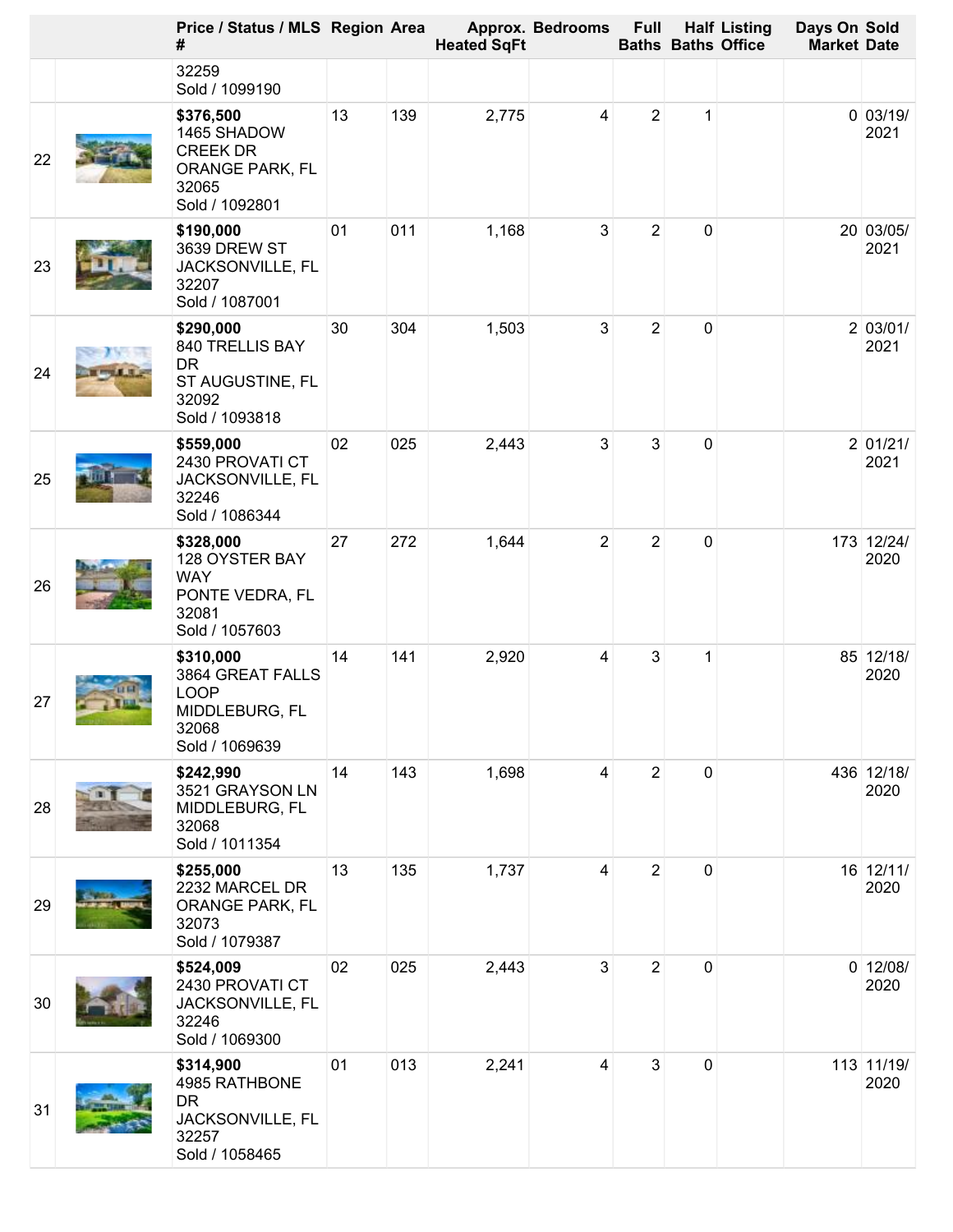| | | Price / Status / MLS # | Region | Area | Approx. Heated SqFt | Bedrooms | Full Baths | Half Baths | Listing Office | Days On Market | Sold Date |
|---|---|---|---|---|---|---|---|---|---|---|---|
| | | 32259<br>Sold / 1099190 | | | | | | | | | |
| 22 | | **$376,500**<br>1465 SHADOW CREEK DR<br>ORANGE PARK, FL 32065<br>Sold / 1092801 | 13 | 139 | 2,775 | 4 | 2 | 1 | | 0 | 03/19/2021 |
| 23 | | **$190,000**<br>3639 DREW ST<br>JACKSONVILLE, FL 32207<br>Sold / 1087001 | 01 | 011 | 1,168 | 3 | 2 | 0 | | 20 | 03/05/2021 |
| 24 | | **$290,000**<br>840 TRELLIS BAY DR<br>ST AUGUSTINE, FL 32092<br>Sold / 1093818 | 30 | 304 | 1,503 | 3 | 2 | 0 | | 2 | 03/01/2021 |
| 25 | | **$559,000**<br>2430 PROVATI CT<br>JACKSONVILLE, FL 32246<br>Sold / 1086344 | 02 | 025 | 2,443 | 3 | 3 | 0 | | 2 | 01/21/2021 |
| 26 | | **$328,000**<br>128 OYSTER BAY WAY<br>PONTE VEDRA, FL 32081<br>Sold / 1057603 | 27 | 272 | 1,644 | 2 | 2 | 0 | | 173 | 12/24/2020 |
| 27 | | **$310,000**<br>3864 GREAT FALLS LOOP<br>MIDDLEBURG, FL 32068<br>Sold / 1069639 | 14 | 141 | 2,920 | 4 | 3 | 1 | | 85 | 12/18/2020 |
| 28 | | **$242,990**<br>3521 GRAYSON LN<br>MIDDLEBURG, FL 32068<br>Sold / 1011354 | 14 | 143 | 1,698 | 4 | 2 | 0 | | 436 | 12/18/2020 |
| 29 | | **$255,000**<br>2232 MARCEL DR<br>ORANGE PARK, FL 32073<br>Sold / 1079387 | 13 | 135 | 1,737 | 4 | 2 | 0 | | 16 | 12/11/2020 |
| 30 | | **$524,009**<br>2430 PROVATI CT<br>JACKSONVILLE, FL 32246<br>Sold / 1069300 | 02 | 025 | 2,443 | 3 | 2 | 0 | | 0 | 12/08/2020 |
| 31 | | **$314,900**<br>4985 RATHBONE DR<br>JACKSONVILLE, FL 32257<br>Sold / 1058465 | 01 | 013 | 2,241 | 4 | 3 | 0 | | 113 | 11/19/2020 |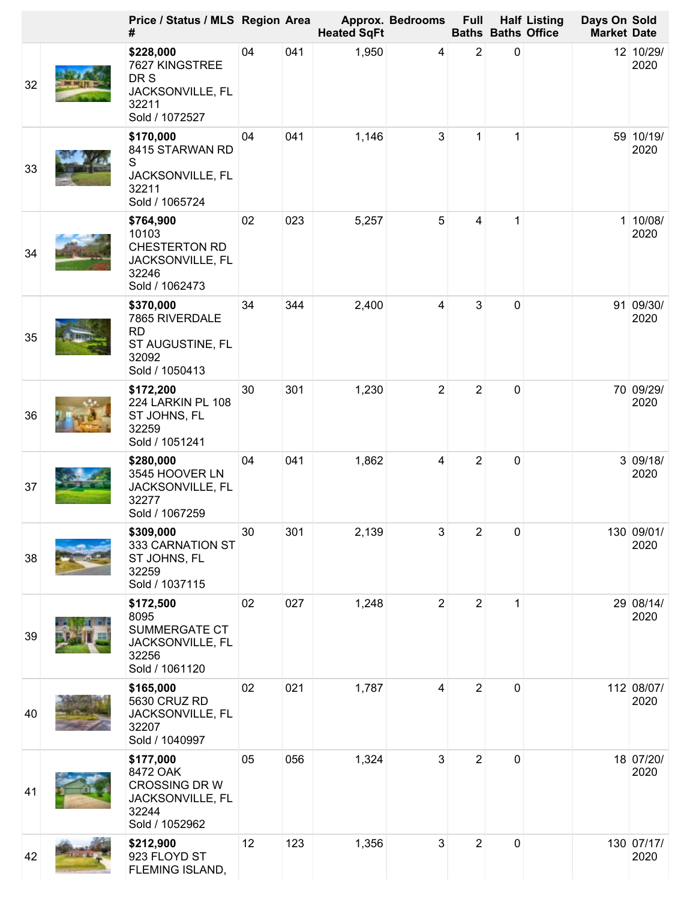| | | Price / Status / MLS # | Region | Area | Approx. Heated SqFt | Bedrooms | Full Baths | Half Baths | Listing Office | Days On Market | Sold Date |
|---|---|---|---|---|---|---|---|---|---|---|---|
| 32 | | **$228,000** 7627 KINGSTREE DR S JACKSONVILLE, FL 32211 Sold / 1072527 | 04 | 041 | 1,950 | 4 | 2 | 0 | | 12 | 10/29/2020 |
| 33 | | **$170,000** 8415 STARWAN RD S JACKSONVILLE, FL 32211 Sold / 1065724 | 04 | 041 | 1,146 | 3 | 1 | 1 | | 59 | 10/19/2020 |
| 34 | | **$764,900** 10103 CHESTERTON RD JACKSONVILLE, FL 32246 Sold / 1062473 | 02 | 023 | 5,257 | 5 | 4 | 1 | | 1 | 10/08/2020 |
| 35 | | **$370,000** 7865 RIVERDALE RD ST AUGUSTINE, FL 32092 Sold / 1050413 | 34 | 344 | 2,400 | 4 | 3 | 0 | | 91 | 09/30/2020 |
| 36 | | **$172,200** 224 LARKIN PL 108 ST JOHNS, FL 32259 Sold / 1051241 | 30 | 301 | 1,230 | 2 | 2 | 0 | | 70 | 09/29/2020 |
| 37 | | **$280,000** 3545 HOOVER LN JACKSONVILLE, FL 32277 Sold / 1067259 | 04 | 041 | 1,862 | 4 | 2 | 0 | | 3 | 09/18/2020 |
| 38 | | **$309,000** 333 CARNATION ST ST JOHNS, FL 32259 Sold / 1037115 | 30 | 301 | 2,139 | 3 | 2 | 0 | | 130 | 09/01/2020 |
| 39 | | **$172,500** 8095 SUMMERGATE CT JACKSONVILLE, FL 32256 Sold / 1061120 | 02 | 027 | 1,248 | 2 | 2 | 1 | | 29 | 08/14/2020 |
| 40 | | **$165,000** 5630 CRUZ RD JACKSONVILLE, FL 32207 Sold / 1040997 | 02 | 021 | 1,787 | 4 | 2 | 0 | | 112 | 08/07/2020 |
| 41 | | **$177,000** 8472 OAK CROSSING DR W JACKSONVILLE, FL 32244 Sold / 1052962 | 05 | 056 | 1,324 | 3 | 2 | 0 | | 18 | 07/20/2020 |
| 42 | | **$212,900** 923 FLOYD ST FLEMING ISLAND, | 12 | 123 | 1,356 | 3 | 2 | 0 | | 130 | 07/17/2020 |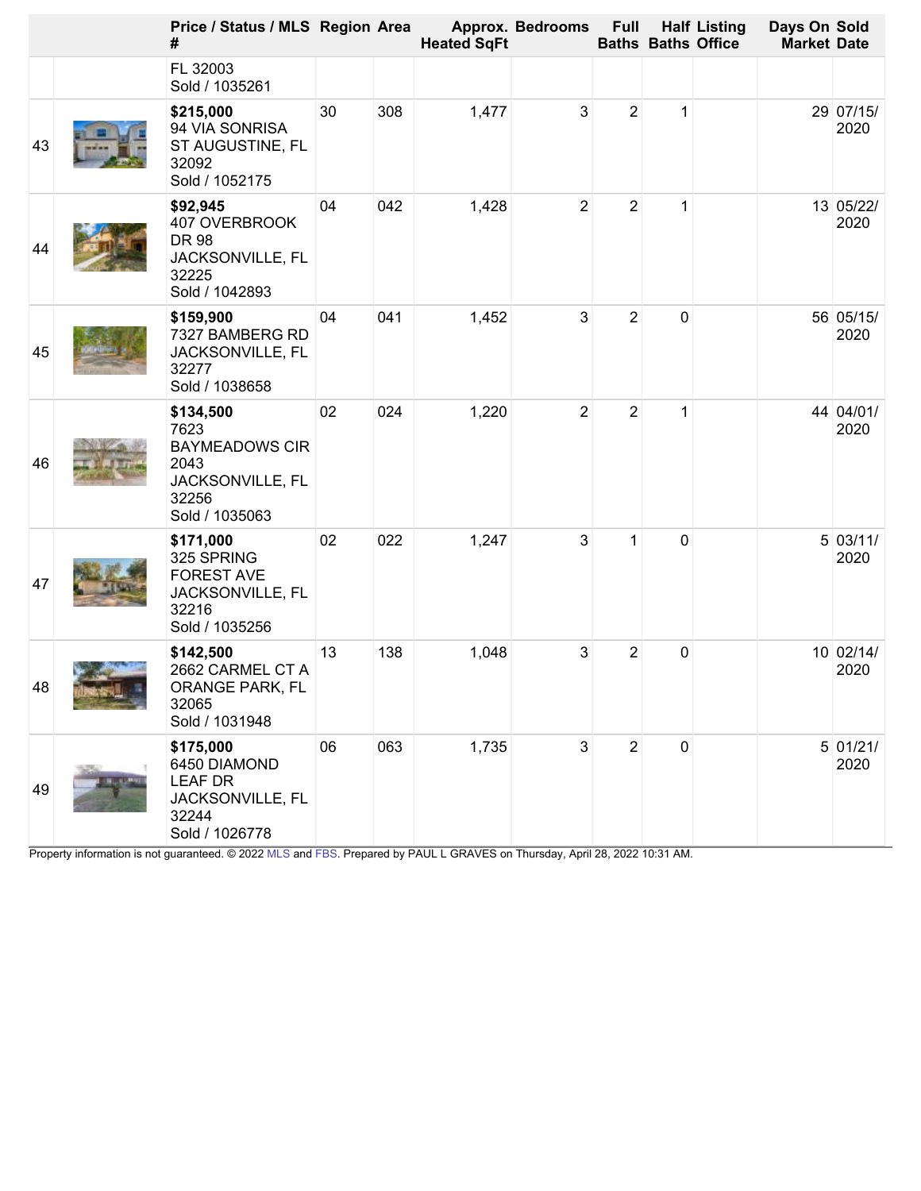| | | Price / Status / MLS # | Region | Area | Approx. Heated SqFt | Bedrooms | Full Baths | Half Baths | Listing Office | Days On Market | Sold Date |
|---|---|---|---|---|---|---|---|---|---|---|---|
| | | FL 32003 Sold / 1035261 | | | | | | | | | |
| 43 | | **$215,000** 94 VIA SONRISA ST AUGUSTINE, FL 32092 Sold / 1052175 | 30 | 308 | 1,477 | 3 | 2 | 1 | | 29 | 07/15/2020 |
| 44 | | **$92,945** 407 OVERBROOK DR 98 JACKSONVILLE, FL 32225 Sold / 1042893 | 04 | 042 | 1,428 | 2 | 2 | 1 | | 13 | 05/22/2020 |
| 45 | | **$159,900** 7327 BAMBERG RD JACKSONVILLE, FL 32277 Sold / 1038658 | 04 | 041 | 1,452 | 3 | 2 | 0 | | 56 | 05/15/2020 |
| 46 | | **$134,500** 7623 BAYMEADOWS CIR 2043 JACKSONVILLE, FL 32256 Sold / 1035063 | 02 | 024 | 1,220 | 2 | 2 | 1 | | 44 | 04/01/2020 |
| 47 | | **$171,000** 325 SPRING FOREST AVE JACKSONVILLE, FL 32216 Sold / 1035256 | 02 | 022 | 1,247 | 3 | 1 | 0 | | 5 | 03/11/2020 |
| 48 | | **$142,500** 2662 CARMEL CT A ORANGE PARK, FL 32065 Sold / 1031948 | 13 | 138 | 1,048 | 3 | 2 | 0 | | 10 | 02/14/2020 |
| 49 | | **$175,000** 6450 DIAMOND LEAF DR JACKSONVILLE, FL 32244 Sold / 1026778 | 06 | 063 | 1,735 | 3 | 2 | 0 | | 5 | 01/21/2020 |

Property information is not guaranteed. © 2022 MLS and FBS. Prepared by PAUL L GRAVES on Thursday, April 28, 2022 10:31 AM.